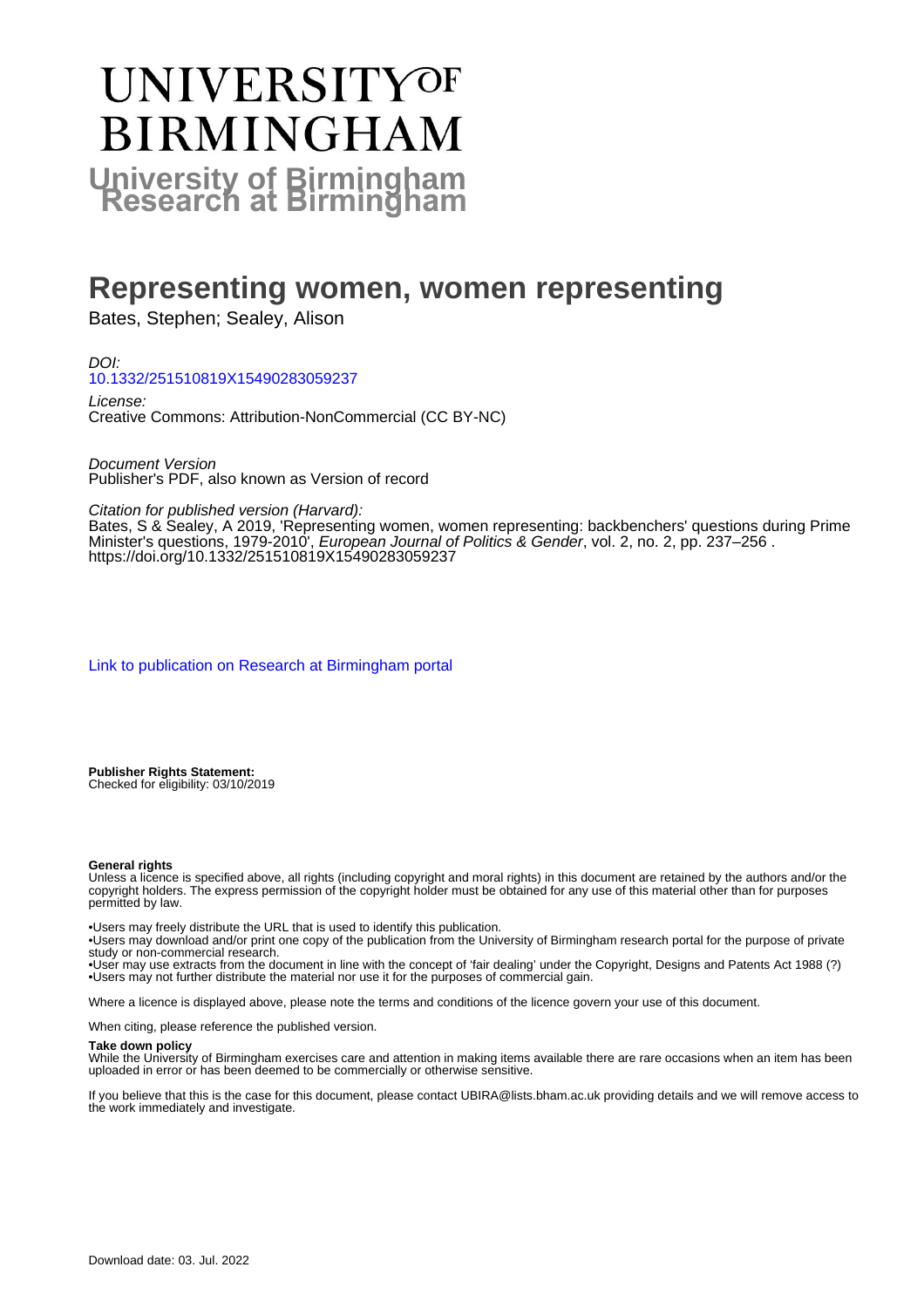# UNIVERSITY OF BIRMINGHAM

## University of Birmingham Research at Birmingham

# Representing women, women representing

Bates, Stephen; Sealey, Alison

*DOI:*
[10.1332/251510819X15490283059237](https://doi.org/10.1332/251510819X15490283059237)

*License:*
Creative Commons: Attribution-NonCommercial (CC BY-NC)

*Document Version*
Publisher's PDF, also known as Version of record

*Citation for published version (Harvard):*
Bates, S & Sealey, A 2019, 'Representing women, women representing: backbenchers' questions during Prime Minister's questions, 1979-2010', *European Journal of Politics & Gender*, vol. 2, no. 2, pp. 237–256 . https://doi.org/10.1332/251510819X15490283059237

[Link to publication on Research at Birmingham portal](#)

**Publisher Rights Statement:**
Checked for eligibility: 03/10/2019

**General rights**
Unless a licence is specified above, all rights (including copyright and moral rights) in this document are retained by the authors and/or the copyright holders. The express permission of the copyright holder must be obtained for any use of this material other than for purposes permitted by law.

•Users may freely distribute the URL that is used to identify this publication.
•Users may download and/or print one copy of the publication from the University of Birmingham research portal for the purpose of private study or non-commercial research.
•User may use extracts from the document in line with the concept of 'fair dealing' under the Copyright, Designs and Patents Act 1988 (?)
•Users may not further distribute the material nor use it for the purposes of commercial gain.

Where a licence is displayed above, please note the terms and conditions of the licence govern your use of this document.

When citing, please reference the published version.

**Take down policy**
While the University of Birmingham exercises care and attention in making items available there are rare occasions when an item has been uploaded in error or has been deemed to be commercially or otherwise sensitive.

If you believe that this is the case for this document, please contact UBIRA@lists.bham.ac.uk providing details and we will remove access to the work immediately and investigate.

Download date: 03. Jul. 2022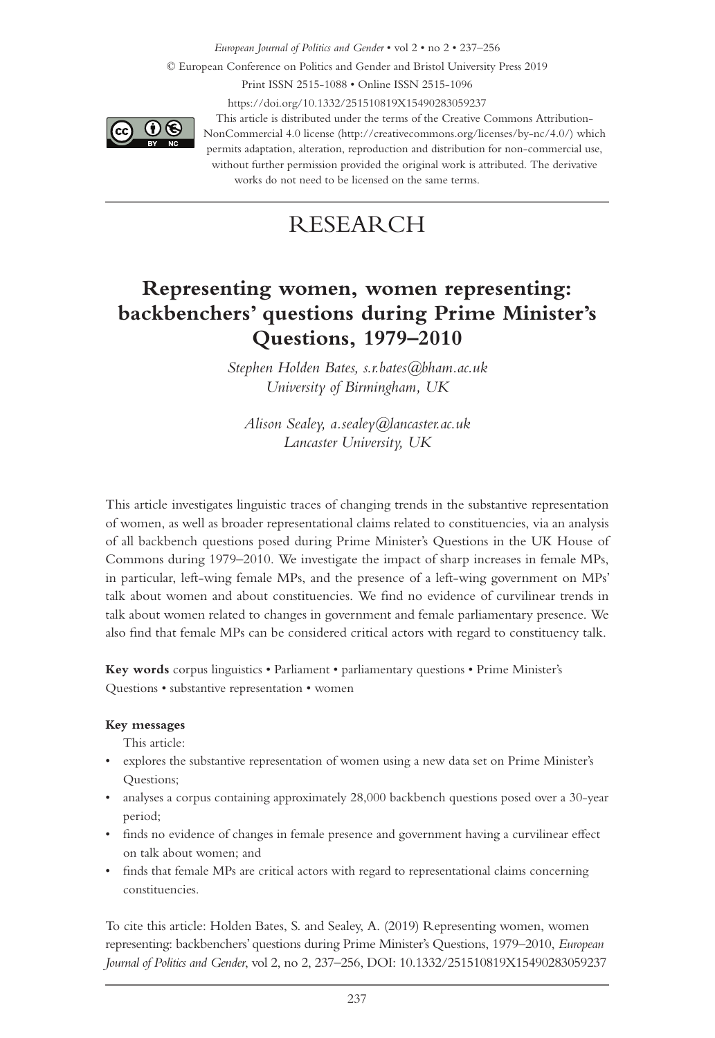*European Journal of Politics and Gender* • vol 2 • no 2 • 237–256

© European Conference on Politics and Gender and Bristol University Press 2019

Print ISSN 2515-1088 • Online ISSN 2515-1096

https://doi.org/10.1332/251510819X15490283059237

This article is distributed under the terms of the Creative Commons Attribution-NonCommercial 4.0 license (http://creativecommons.org/licenses/by-nc/4.0/) which permits adaptation, alteration, reproduction and distribution for non-commercial use, without further permission provided the original work is attributed. The derivative works do not need to be licensed on the same terms.

# RESEARCH

## Representing women, women representing: backbenchers' questions during Prime Minister's Questions, 1979–2010

*Stephen Holden Bates, s.r.bates@bham.ac.uk*
*University of Birmingham, UK*

*Alison Sealey, a.sealey@lancaster.ac.uk*
*Lancaster University, UK*

This article investigates linguistic traces of changing trends in the substantive representation of women, as well as broader representational claims related to constituencies, via an analysis of all backbench questions posed during Prime Minister's Questions in the UK House of Commons during 1979–2010. We investigate the impact of sharp increases in female MPs, in particular, left-wing female MPs, and the presence of a left-wing government on MPs' talk about women and about constituencies. We find no evidence of curvilinear trends in talk about women related to changes in government and female parliamentary presence. We also find that female MPs can be considered critical actors with regard to constituency talk.

**Key words** corpus linguistics • Parliament • parliamentary questions • Prime Minister's Questions • substantive representation • women

**Key messages**

This article:

- explores the substantive representation of women using a new data set on Prime Minister's Questions;
- analyses a corpus containing approximately 28,000 backbench questions posed over a 30-year period;
- finds no evidence of changes in female presence and government having a curvilinear effect on talk about women; and
- finds that female MPs are critical actors with regard to representational claims concerning constituencies.

To cite this article: Holden Bates, S. and Sealey, A. (2019) Representing women, women representing: backbenchers' questions during Prime Minister's Questions, 1979–2010, *European Journal of Politics and Gender*, vol 2, no 2, 237–256, DOI: 10.1332/251510819X15490283059237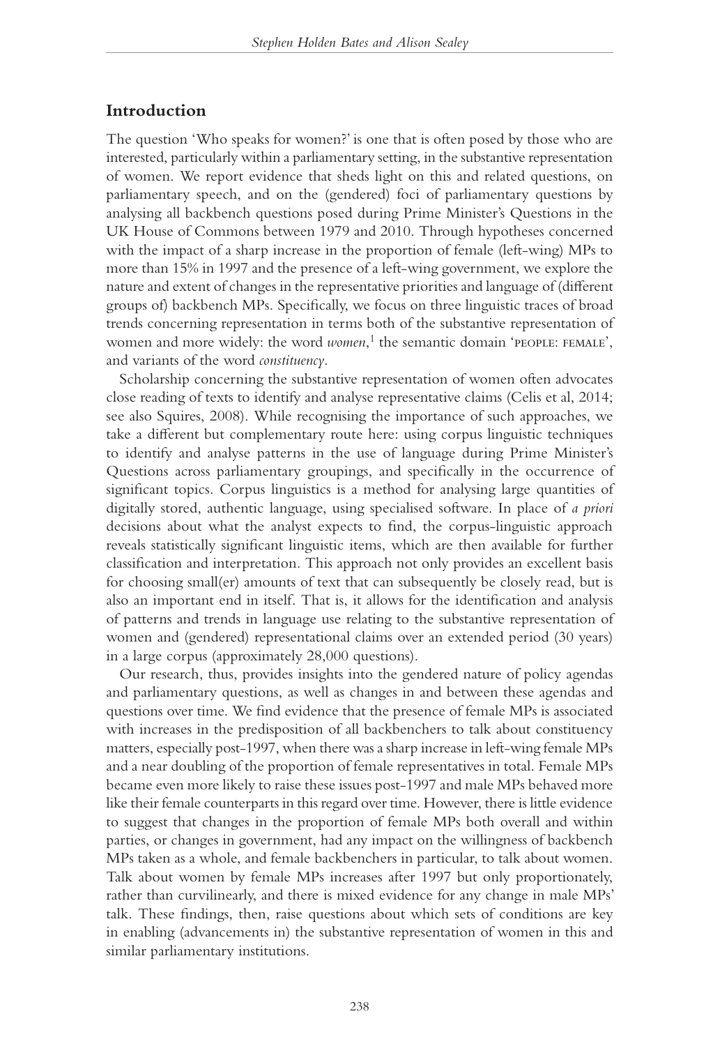## Introduction

The question 'Who speaks for women?' is one that is often posed by those who are interested, particularly within a parliamentary setting, in the substantive representation of women. We report evidence that sheds light on this and related questions, on parliamentary speech, and on the (gendered) foci of parliamentary questions by analysing all backbench questions posed during Prime Minister's Questions in the UK House of Commons between 1979 and 2010. Through hypotheses concerned with the impact of a sharp increase in the proportion of female (left-wing) MPs to more than 15% in 1997 and the presence of a left-wing government, we explore the nature and extent of changes in the representative priorities and language of (different groups of) backbench MPs. Specifically, we focus on three linguistic traces of broad trends concerning representation in terms both of the substantive representation of women and more widely: the word *women*,[1] the semantic domain 'PEOPLE: FEMALE', and variants of the word *constituency*.

Scholarship concerning the substantive representation of women often advocates close reading of texts to identify and analyse representative claims (Celis et al, 2014; see also Squires, 2008). While recognising the importance of such approaches, we take a different but complementary route here: using corpus linguistic techniques to identify and analyse patterns in the use of language during Prime Minister's Questions across parliamentary groupings, and specifically in the occurrence of significant topics. Corpus linguistics is a method for analysing large quantities of digitally stored, authentic language, using specialised software. In place of *a priori* decisions about what the analyst expects to find, the corpus-linguistic approach reveals statistically significant linguistic items, which are then available for further classification and interpretation. This approach not only provides an excellent basis for choosing small(er) amounts of text that can subsequently be closely read, but is also an important end in itself. That is, it allows for the identification and analysis of patterns and trends in language use relating to the substantive representation of women and (gendered) representational claims over an extended period (30 years) in a large corpus (approximately 28,000 questions).

Our research, thus, provides insights into the gendered nature of policy agendas and parliamentary questions, as well as changes in and between these agendas and questions over time. We find evidence that the presence of female MPs is associated with increases in the predisposition of all backbenchers to talk about constituency matters, especially post-1997, when there was a sharp increase in left-wing female MPs and a near doubling of the proportion of female representatives in total. Female MPs became even more likely to raise these issues post-1997 and male MPs behaved more like their female counterparts in this regard over time. However, there is little evidence to suggest that changes in the proportion of female MPs both overall and within parties, or changes in government, had any impact on the willingness of backbench MPs taken as a whole, and female backbenchers in particular, to talk about women. Talk about women by female MPs increases after 1997 but only proportionately, rather than curvilinearly, and there is mixed evidence for any change in male MPs' talk. These findings, then, raise questions about which sets of conditions are key in enabling (advancements in) the substantive representation of women in this and similar parliamentary institutions.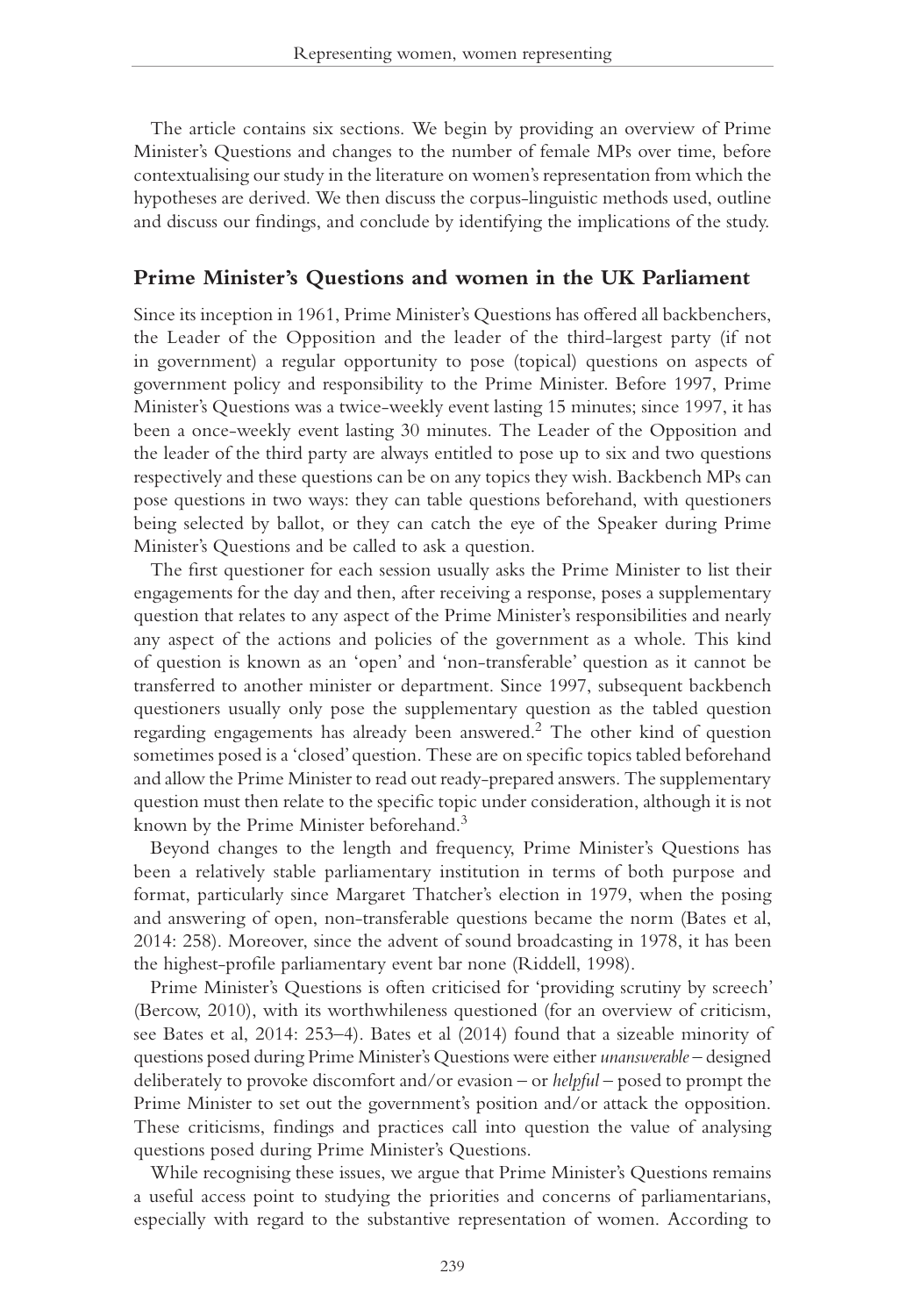The article contains six sections. We begin by providing an overview of Prime Minister's Questions and changes to the number of female MPs over time, before contextualising our study in the literature on women's representation from which the hypotheses are derived. We then discuss the corpus-linguistic methods used, outline and discuss our findings, and conclude by identifying the implications of the study.

## Prime Minister's Questions and women in the UK Parliament

Since its inception in 1961, Prime Minister's Questions has offered all backbenchers, the Leader of the Opposition and the leader of the third-largest party (if not in government) a regular opportunity to pose (topical) questions on aspects of government policy and responsibility to the Prime Minister. Before 1997, Prime Minister's Questions was a twice-weekly event lasting 15 minutes; since 1997, it has been a once-weekly event lasting 30 minutes. The Leader of the Opposition and the leader of the third party are always entitled to pose up to six and two questions respectively and these questions can be on any topics they wish. Backbench MPs can pose questions in two ways: they can table questions beforehand, with questioners being selected by ballot, or they can catch the eye of the Speaker during Prime Minister's Questions and be called to ask a question.

The first questioner for each session usually asks the Prime Minister to list their engagements for the day and then, after receiving a response, poses a supplementary question that relates to any aspect of the Prime Minister's responsibilities and nearly any aspect of the actions and policies of the government as a whole. This kind of question is known as an 'open' and 'non-transferable' question as it cannot be transferred to another minister or department. Since 1997, subsequent backbench questioners usually only pose the supplementary question as the tabled question regarding engagements has already been answered.[2] The other kind of question sometimes posed is a 'closed' question. These are on specific topics tabled beforehand and allow the Prime Minister to read out ready-prepared answers. The supplementary question must then relate to the specific topic under consideration, although it is not known by the Prime Minister beforehand.[3]

Beyond changes to the length and frequency, Prime Minister's Questions has been a relatively stable parliamentary institution in terms of both purpose and format, particularly since Margaret Thatcher's election in 1979, when the posing and answering of open, non-transferable questions became the norm (Bates et al, 2014: 258). Moreover, since the advent of sound broadcasting in 1978, it has been the highest-profile parliamentary event bar none (Riddell, 1998).

Prime Minister's Questions is often criticised for 'providing scrutiny by screech' (Bercow, 2010), with its worthwhileness questioned (for an overview of criticism, see Bates et al, 2014: 253–4). Bates et al (2014) found that a sizeable minority of questions posed during Prime Minister's Questions were either *unanswerable* – designed deliberately to provoke discomfort and/or evasion – or *helpful* – posed to prompt the Prime Minister to set out the government's position and/or attack the opposition. These criticisms, findings and practices call into question the value of analysing questions posed during Prime Minister's Questions.

While recognising these issues, we argue that Prime Minister's Questions remains a useful access point to studying the priorities and concerns of parliamentarians, especially with regard to the substantive representation of women. According to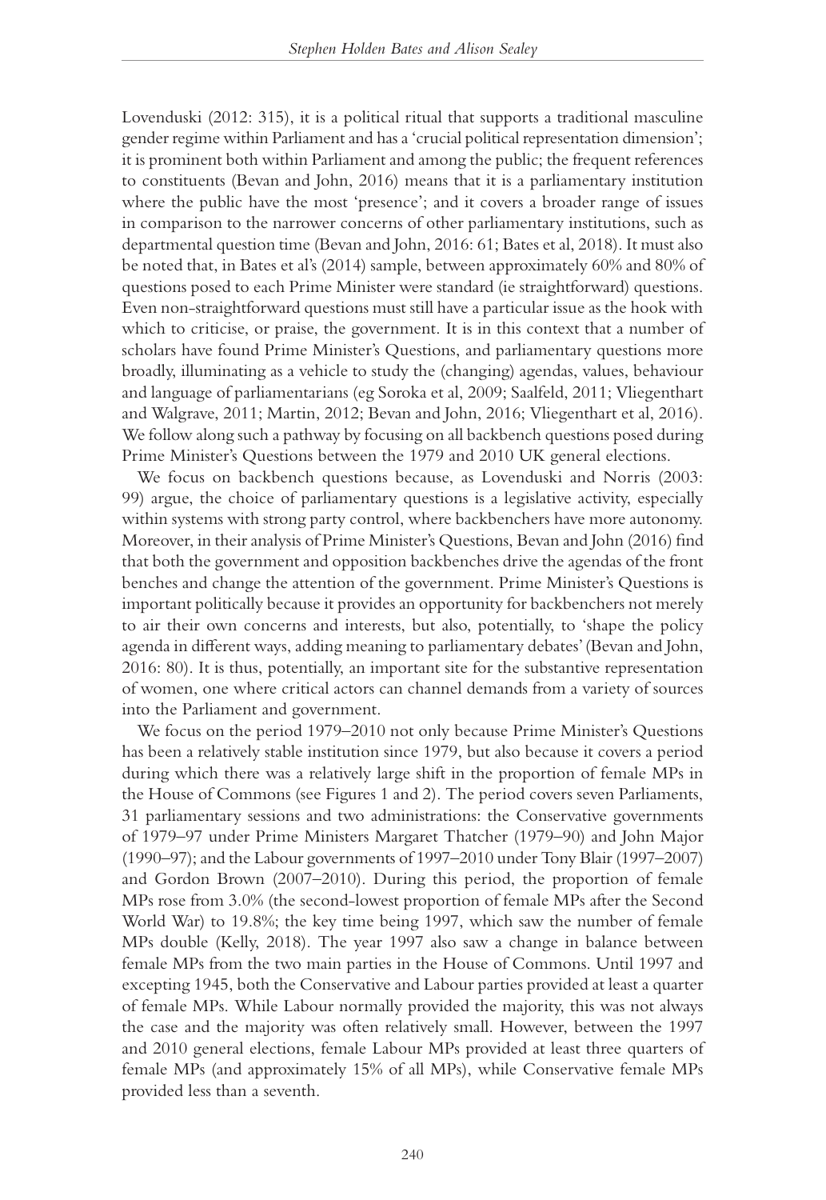Lovenduski (2012: 315), it is a political ritual that supports a traditional masculine gender regime within Parliament and has a 'crucial political representation dimension'; it is prominent both within Parliament and among the public; the frequent references to constituents (Bevan and John, 2016) means that it is a parliamentary institution where the public have the most 'presence'; and it covers a broader range of issues in comparison to the narrower concerns of other parliamentary institutions, such as departmental question time (Bevan and John, 2016: 61; Bates et al, 2018). It must also be noted that, in Bates et al's (2014) sample, between approximately 60% and 80% of questions posed to each Prime Minister were standard (ie straightforward) questions. Even non-straightforward questions must still have a particular issue as the hook with which to criticise, or praise, the government. It is in this context that a number of scholars have found Prime Minister's Questions, and parliamentary questions more broadly, illuminating as a vehicle to study the (changing) agendas, values, behaviour and language of parliamentarians (eg Soroka et al, 2009; Saalfeld, 2011; Vliegenthart and Walgrave, 2011; Martin, 2012; Bevan and John, 2016; Vliegenthart et al, 2016). We follow along such a pathway by focusing on all backbench questions posed during Prime Minister's Questions between the 1979 and 2010 UK general elections.

We focus on backbench questions because, as Lovenduski and Norris (2003: 99) argue, the choice of parliamentary questions is a legislative activity, especially within systems with strong party control, where backbenchers have more autonomy. Moreover, in their analysis of Prime Minister's Questions, Bevan and John (2016) find that both the government and opposition backbenches drive the agendas of the front benches and change the attention of the government. Prime Minister's Questions is important politically because it provides an opportunity for backbenchers not merely to air their own concerns and interests, but also, potentially, to 'shape the policy agenda in different ways, adding meaning to parliamentary debates' (Bevan and John, 2016: 80). It is thus, potentially, an important site for the substantive representation of women, one where critical actors can channel demands from a variety of sources into the Parliament and government.

We focus on the period 1979–2010 not only because Prime Minister's Questions has been a relatively stable institution since 1979, but also because it covers a period during which there was a relatively large shift in the proportion of female MPs in the House of Commons (see Figures 1 and 2). The period covers seven Parliaments, 31 parliamentary sessions and two administrations: the Conservative governments of 1979–97 under Prime Ministers Margaret Thatcher (1979–90) and John Major (1990–97); and the Labour governments of 1997–2010 under Tony Blair (1997–2007) and Gordon Brown (2007–2010). During this period, the proportion of female MPs rose from 3.0% (the second-lowest proportion of female MPs after the Second World War) to 19.8%; the key time being 1997, which saw the number of female MPs double (Kelly, 2018). The year 1997 also saw a change in balance between female MPs from the two main parties in the House of Commons. Until 1997 and excepting 1945, both the Conservative and Labour parties provided at least a quarter of female MPs. While Labour normally provided the majority, this was not always the case and the majority was often relatively small. However, between the 1997 and 2010 general elections, female Labour MPs provided at least three quarters of female MPs (and approximately 15% of all MPs), while Conservative female MPs provided less than a seventh.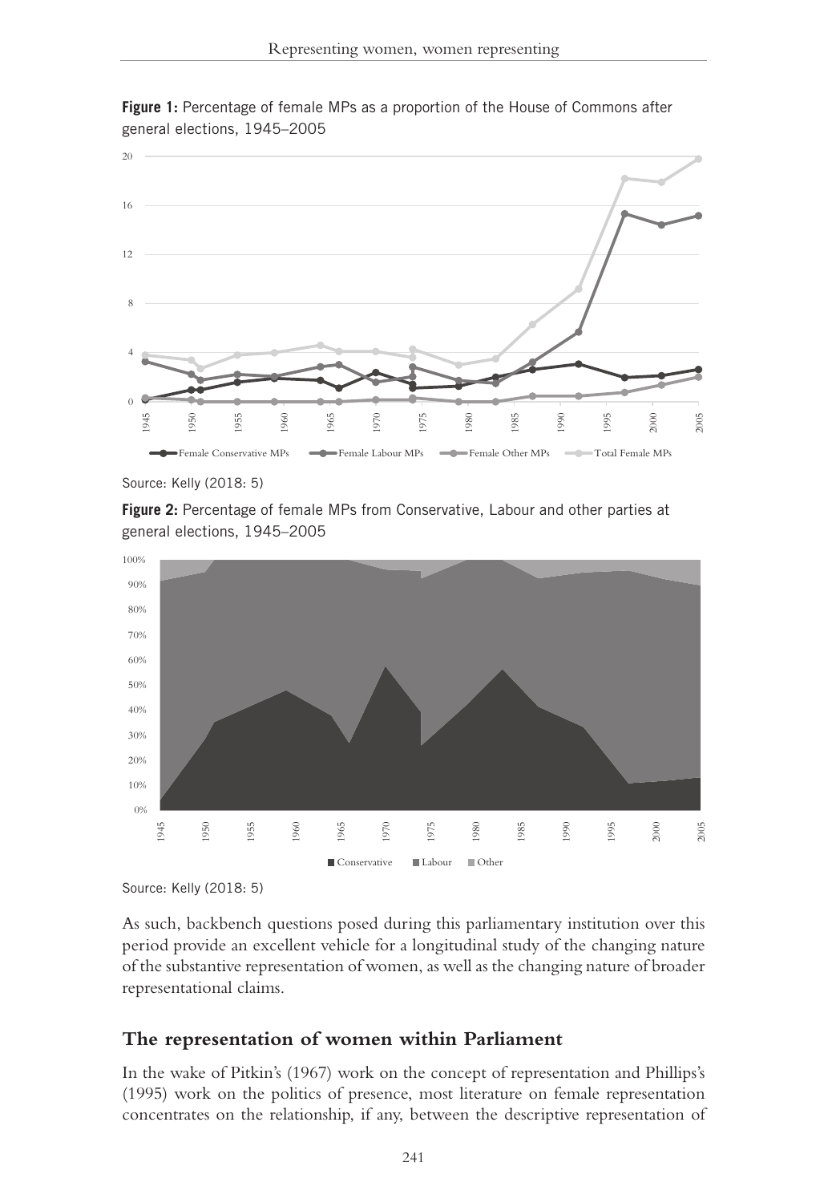**Figure 1:** Percentage of female MPs as a proportion of the House of Commons after general elections, 1945–2005

Source: Kelly (2018: 5)

**Figure 2:** Percentage of female MPs from Conservative, Labour and other parties at general elections, 1945–2005

Source: Kelly (2018: 5)

As such, backbench questions posed during this parliamentary institution over this period provide an excellent vehicle for a longitudinal study of the changing nature of the substantive representation of women, as well as the changing nature of broader representational claims.

## The representation of women within Parliament

In the wake of Pitkin's (1967) work on the concept of representation and Phillips's (1995) work on the politics of presence, most literature on female representation concentrates on the relationship, if any, between the descriptive representation of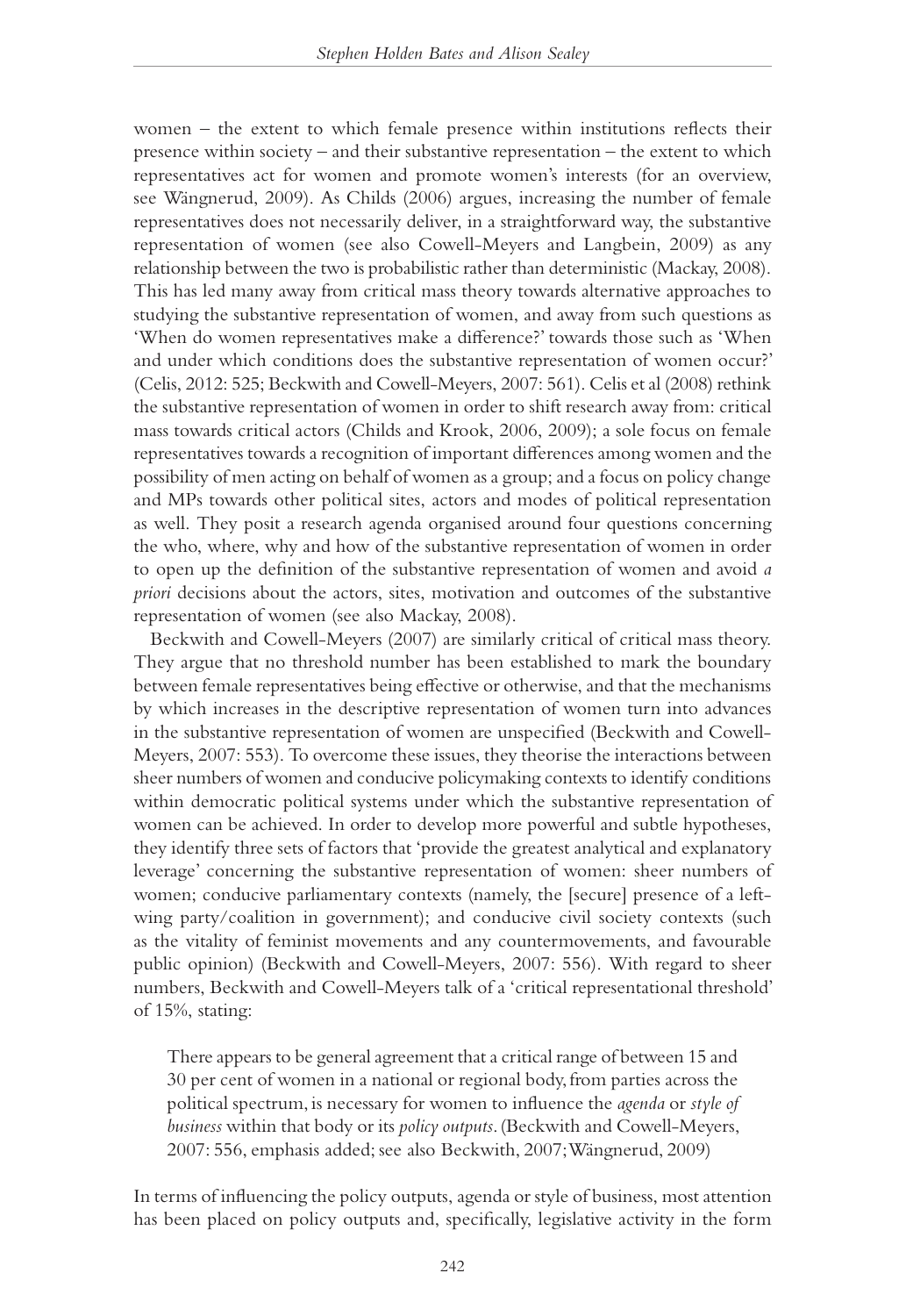women – the extent to which female presence within institutions reflects their presence within society – and their substantive representation – the extent to which representatives act for women and promote women's interests (for an overview, see Wängnerud, 2009). As Childs (2006) argues, increasing the number of female representatives does not necessarily deliver, in a straightforward way, the substantive representation of women (see also Cowell-Meyers and Langbein, 2009) as any relationship between the two is probabilistic rather than deterministic (Mackay, 2008). This has led many away from critical mass theory towards alternative approaches to studying the substantive representation of women, and away from such questions as 'When do women representatives make a difference?' towards those such as 'When and under which conditions does the substantive representation of women occur?' (Celis, 2012: 525; Beckwith and Cowell-Meyers, 2007: 561). Celis et al (2008) rethink the substantive representation of women in order to shift research away from: critical mass towards critical actors (Childs and Krook, 2006, 2009); a sole focus on female representatives towards a recognition of important differences among women and the possibility of men acting on behalf of women as a group; and a focus on policy change and MPs towards other political sites, actors and modes of political representation as well. They posit a research agenda organised around four questions concerning the who, where, why and how of the substantive representation of women in order to open up the definition of the substantive representation of women and avoid *a priori* decisions about the actors, sites, motivation and outcomes of the substantive representation of women (see also Mackay, 2008).

Beckwith and Cowell-Meyers (2007) are similarly critical of critical mass theory. They argue that no threshold number has been established to mark the boundary between female representatives being effective or otherwise, and that the mechanisms by which increases in the descriptive representation of women turn into advances in the substantive representation of women are unspecified (Beckwith and Cowell-Meyers, 2007: 553). To overcome these issues, they theorise the interactions between sheer numbers of women and conducive policymaking contexts to identify conditions within democratic political systems under which the substantive representation of women can be achieved. In order to develop more powerful and subtle hypotheses, they identify three sets of factors that 'provide the greatest analytical and explanatory leverage' concerning the substantive representation of women: sheer numbers of women; conducive parliamentary contexts (namely, the [secure] presence of a left-wing party/coalition in government); and conducive civil society contexts (such as the vitality of feminist movements and any countermovements, and favourable public opinion) (Beckwith and Cowell-Meyers, 2007: 556). With regard to sheer numbers, Beckwith and Cowell-Meyers talk of a 'critical representational threshold' of 15%, stating:

> There appears to be general agreement that a critical range of between 15 and 30 per cent of women in a national or regional body, from parties across the political spectrum, is necessary for women to influence the *agenda* or *style of business* within that body or its *policy outputs*. (Beckwith and Cowell-Meyers, 2007: 556, emphasis added; see also Beckwith, 2007; Wängnerud, 2009)

In terms of influencing the policy outputs, agenda or style of business, most attention has been placed on policy outputs and, specifically, legislative activity in the form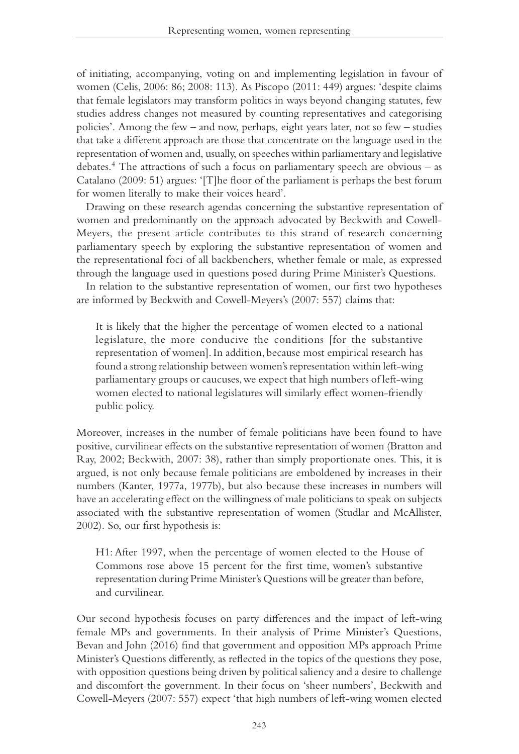of initiating, accompanying, voting on and implementing legislation in favour of women (Celis, 2006: 86; 2008: 113). As Piscopo (2011: 449) argues: 'despite claims that female legislators may transform politics in ways beyond changing statutes, few studies address changes not measured by counting representatives and categorising policies'. Among the few – and now, perhaps, eight years later, not so few – studies that take a different approach are those that concentrate on the language used in the representation of women and, usually, on speeches within parliamentary and legislative debates.[4] The attractions of such a focus on parliamentary speech are obvious – as Catalano (2009: 51) argues: '[T]he floor of the parliament is perhaps the best forum for women literally to make their voices heard'.

Drawing on these research agendas concerning the substantive representation of women and predominantly on the approach advocated by Beckwith and Cowell-Meyers, the present article contributes to this strand of research concerning parliamentary speech by exploring the substantive representation of women and the representational foci of all backbenchers, whether female or male, as expressed through the language used in questions posed during Prime Minister's Questions.

In relation to the substantive representation of women, our first two hypotheses are informed by Beckwith and Cowell-Meyers's (2007: 557) claims that:

> It is likely that the higher the percentage of women elected to a national legislature, the more conducive the conditions [for the substantive representation of women]. In addition, because most empirical research has found a strong relationship between women's representation within left-wing parliamentary groups or caucuses, we expect that high numbers of left-wing women elected to national legislatures will similarly effect women-friendly public policy.

Moreover, increases in the number of female politicians have been found to have positive, curvilinear effects on the substantive representation of women (Bratton and Ray, 2002; Beckwith, 2007: 38), rather than simply proportionate ones. This, it is argued, is not only because female politicians are emboldened by increases in their numbers (Kanter, 1977a, 1977b), but also because these increases in numbers will have an accelerating effect on the willingness of male politicians to speak on subjects associated with the substantive representation of women (Studlar and McAllister, 2002). So, our first hypothesis is:

> H1: After 1997, when the percentage of women elected to the House of Commons rose above 15 percent for the first time, women's substantive representation during Prime Minister's Questions will be greater than before, and curvilinear.

Our second hypothesis focuses on party differences and the impact of left-wing female MPs and governments. In their analysis of Prime Minister's Questions, Bevan and John (2016) find that government and opposition MPs approach Prime Minister's Questions differently, as reflected in the topics of the questions they pose, with opposition questions being driven by political saliency and a desire to challenge and discomfort the government. In their focus on 'sheer numbers', Beckwith and Cowell-Meyers (2007: 557) expect 'that high numbers of left-wing women elected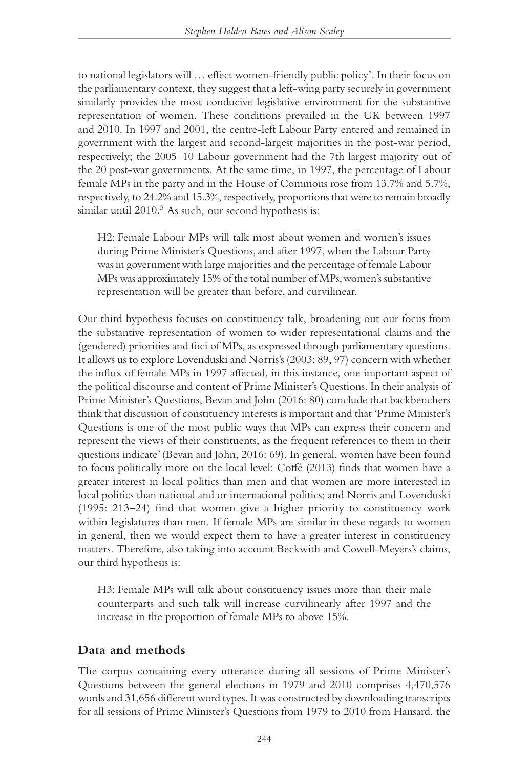to national legislators will … effect women-friendly public policy'. In their focus on the parliamentary context, they suggest that a left-wing party securely in government similarly provides the most conducive legislative environment for the substantive representation of women. These conditions prevailed in the UK between 1997 and 2010. In 1997 and 2001, the centre-left Labour Party entered and remained in government with the largest and second-largest majorities in the post-war period, respectively; the 2005–10 Labour government had the 7th largest majority out of the 20 post-war governments. At the same time, in 1997, the percentage of Labour female MPs in the party and in the House of Commons rose from 13.7% and 5.7%, respectively, to 24.2% and 15.3%, respectively, proportions that were to remain broadly similar until 2010.[5] As such, our second hypothesis is:

> H2: Female Labour MPs will talk most about women and women's issues during Prime Minister's Questions, and after 1997, when the Labour Party was in government with large majorities and the percentage of female Labour MPs was approximately 15% of the total number of MPs, women's substantive representation will be greater than before, and curvilinear.

Our third hypothesis focuses on constituency talk, broadening out our focus from the substantive representation of women to wider representational claims and the (gendered) priorities and foci of MPs, as expressed through parliamentary questions. It allows us to explore Lovenduski and Norris's (2003: 89, 97) concern with whether the influx of female MPs in 1997 affected, in this instance, one important aspect of the political discourse and content of Prime Minister's Questions. In their analysis of Prime Minister's Questions, Bevan and John (2016: 80) conclude that backbenchers think that discussion of constituency interests is important and that 'Prime Minister's Questions is one of the most public ways that MPs can express their concern and represent the views of their constituents, as the frequent references to them in their questions indicate' (Bevan and John, 2016: 69). In general, women have been found to focus politically more on the local level: Coffé (2013) finds that women have a greater interest in local politics than men and that women are more interested in local politics than national and or international politics; and Norris and Lovenduski (1995: 213–24) find that women give a higher priority to constituency work within legislatures than men. If female MPs are similar in these regards to women in general, then we would expect them to have a greater interest in constituency matters. Therefore, also taking into account Beckwith and Cowell-Meyers's claims, our third hypothesis is:

> H3: Female MPs will talk about constituency issues more than their male counterparts and such talk will increase curvilinearly after 1997 and the increase in the proportion of female MPs to above 15%.

## Data and methods

The corpus containing every utterance during all sessions of Prime Minister's Questions between the general elections in 1979 and 2010 comprises 4,470,576 words and 31,656 different word types. It was constructed by downloading transcripts for all sessions of Prime Minister's Questions from 1979 to 2010 from Hansard, the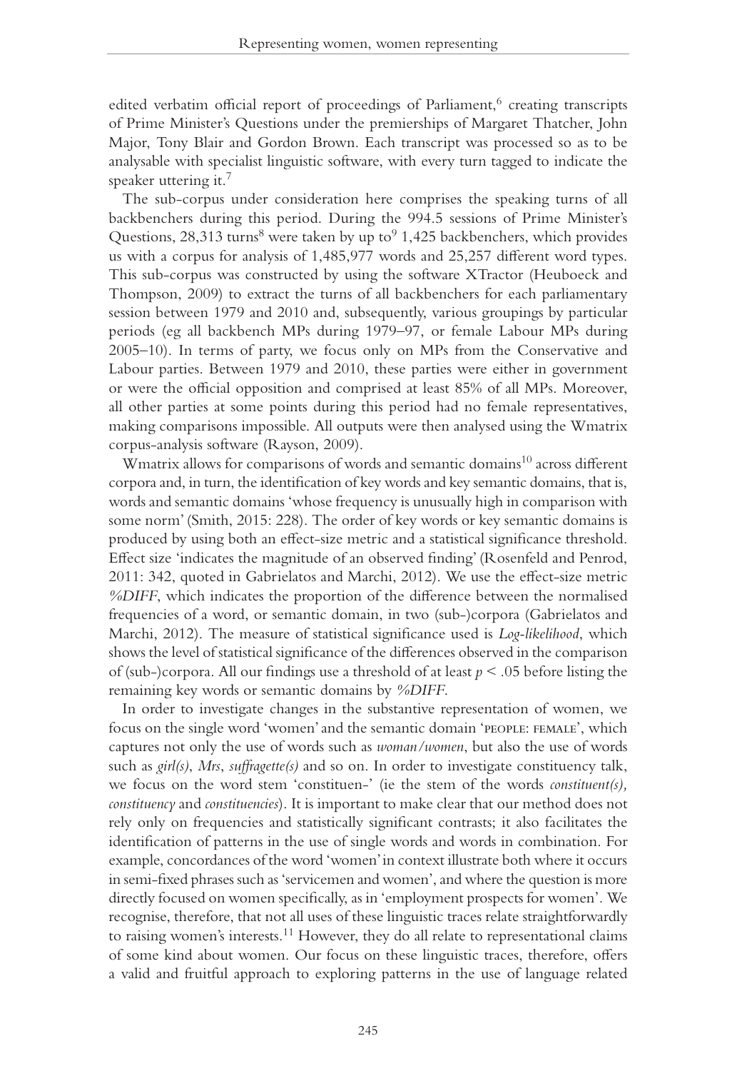edited verbatim official report of proceedings of Parliament,[6] creating transcripts of Prime Minister's Questions under the premierships of Margaret Thatcher, John Major, Tony Blair and Gordon Brown. Each transcript was processed so as to be analysable with specialist linguistic software, with every turn tagged to indicate the speaker uttering it.[7]

The sub-corpus under consideration here comprises the speaking turns of all backbenchers during this period. During the 994.5 sessions of Prime Minister's Questions, 28,313 turns[8] were taken by up to[9] 1,425 backbenchers, which provides us with a corpus for analysis of 1,485,977 words and 25,257 different word types. This sub-corpus was constructed by using the software XTractor (Heuboeck and Thompson, 2009) to extract the turns of all backbenchers for each parliamentary session between 1979 and 2010 and, subsequently, various groupings by particular periods (eg all backbench MPs during 1979–97, or female Labour MPs during 2005–10). In terms of party, we focus only on MPs from the Conservative and Labour parties. Between 1979 and 2010, these parties were either in government or were the official opposition and comprised at least 85% of all MPs. Moreover, all other parties at some points during this period had no female representatives, making comparisons impossible. All outputs were then analysed using the Wmatrix corpus-analysis software (Rayson, 2009).

Wmatrix allows for comparisons of words and semantic domains[10] across different corpora and, in turn, the identification of key words and key semantic domains, that is, words and semantic domains 'whose frequency is unusually high in comparison with some norm' (Smith, 2015: 228). The order of key words or key semantic domains is produced by using both an effect-size metric and a statistical significance threshold. Effect size 'indicates the magnitude of an observed finding' (Rosenfeld and Penrod, 2011: 342, quoted in Gabrielatos and Marchi, 2012). We use the effect-size metric *%DIFF*, which indicates the proportion of the difference between the normalised frequencies of a word, or semantic domain, in two (sub-)corpora (Gabrielatos and Marchi, 2012). The measure of statistical significance used is *Log-likelihood*, which shows the level of statistical significance of the differences observed in the comparison of (sub-)corpora. All our findings use a threshold of at least $p < .05$ before listing the remaining key words or semantic domains by *%DIFF*.

In order to investigate changes in the substantive representation of women, we focus on the single word 'women' and the semantic domain 'PEOPLE: FEMALE', which captures not only the use of words such as *woman/women*, but also the use of words such as *girl(s)*, *Mrs*, *suffragette(s)* and so on. In order to investigate constituency talk, we focus on the word stem 'constituen-' (ie the stem of the words *constituent(s), constituency* and *constituencies*). It is important to make clear that our method does not rely only on frequencies and statistically significant contrasts; it also facilitates the identification of patterns in the use of single words and words in combination. For example, concordances of the word 'women' in context illustrate both where it occurs in semi-fixed phrases such as 'servicemen and women', and where the question is more directly focused on women specifically, as in 'employment prospects for women'. We recognise, therefore, that not all uses of these linguistic traces relate straightforwardly to raising women's interests.[11] However, they do all relate to representational claims of some kind about women. Our focus on these linguistic traces, therefore, offers a valid and fruitful approach to exploring patterns in the use of language related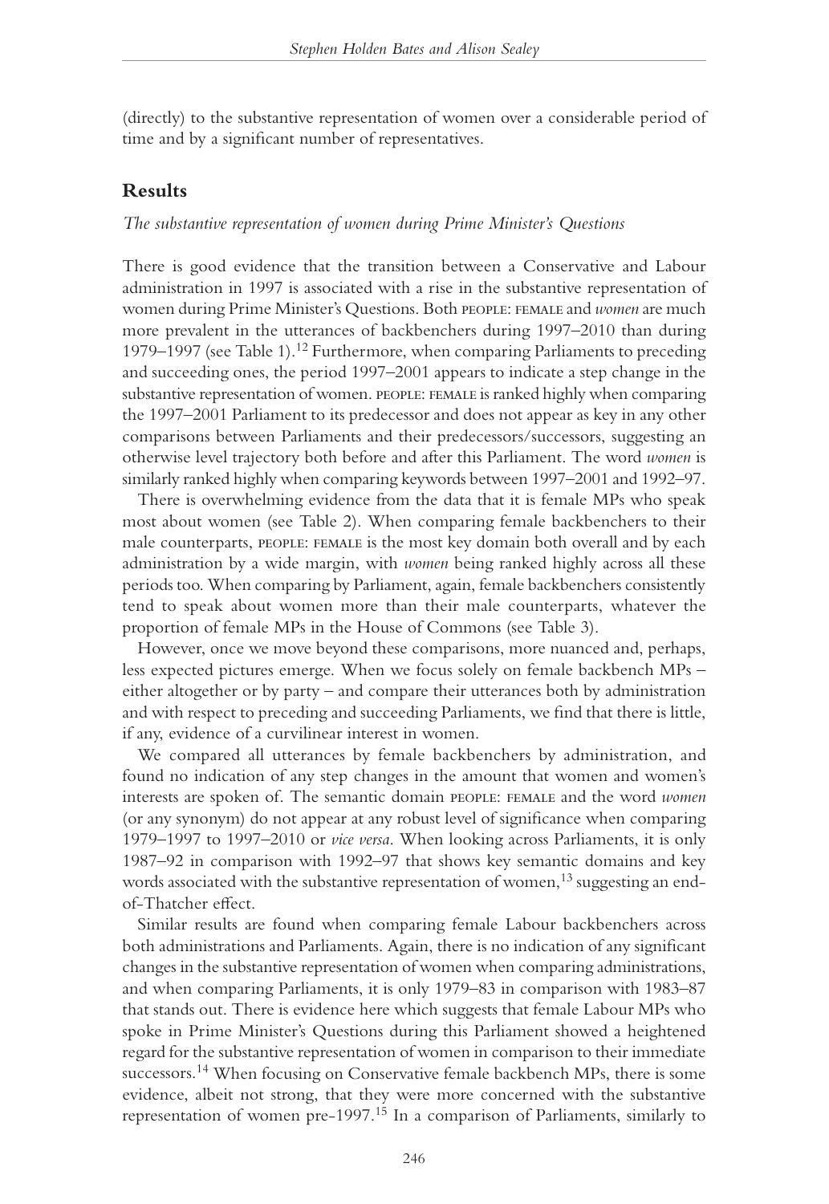(directly) to the substantive representation of women over a considerable period of time and by a significant number of representatives.

## Results

*The substantive representation of women during Prime Minister's Questions*

There is good evidence that the transition between a Conservative and Labour administration in 1997 is associated with a rise in the substantive representation of women during Prime Minister's Questions. Both PEOPLE: FEMALE and *women* are much more prevalent in the utterances of backbenchers during 1997–2010 than during 1979–1997 (see Table 1).[12] Furthermore, when comparing Parliaments to preceding and succeeding ones, the period 1997–2001 appears to indicate a step change in the substantive representation of women. PEOPLE: FEMALE is ranked highly when comparing the 1997–2001 Parliament to its predecessor and does not appear as key in any other comparisons between Parliaments and their predecessors/successors, suggesting an otherwise level trajectory both before and after this Parliament. The word *women* is similarly ranked highly when comparing keywords between 1997–2001 and 1992–97.

There is overwhelming evidence from the data that it is female MPs who speak most about women (see Table 2). When comparing female backbenchers to their male counterparts, PEOPLE: FEMALE is the most key domain both overall and by each administration by a wide margin, with *women* being ranked highly across all these periods too. When comparing by Parliament, again, female backbenchers consistently tend to speak about women more than their male counterparts, whatever the proportion of female MPs in the House of Commons (see Table 3).

However, once we move beyond these comparisons, more nuanced and, perhaps, less expected pictures emerge. When we focus solely on female backbench MPs – either altogether or by party – and compare their utterances both by administration and with respect to preceding and succeeding Parliaments, we find that there is little, if any, evidence of a curvilinear interest in women.

We compared all utterances by female backbenchers by administration, and found no indication of any step changes in the amount that women and women's interests are spoken of. The semantic domain PEOPLE: FEMALE and the word *women* (or any synonym) do not appear at any robust level of significance when comparing 1979–1997 to 1997–2010 or *vice versa*. When looking across Parliaments, it is only 1987–92 in comparison with 1992–97 that shows key semantic domains and key words associated with the substantive representation of women,[13] suggesting an end-of-Thatcher effect.

Similar results are found when comparing female Labour backbenchers across both administrations and Parliaments. Again, there is no indication of any significant changes in the substantive representation of women when comparing administrations, and when comparing Parliaments, it is only 1979–83 in comparison with 1983–87 that stands out. There is evidence here which suggests that female Labour MPs who spoke in Prime Minister's Questions during this Parliament showed a heightened regard for the substantive representation of women in comparison to their immediate successors.[14] When focusing on Conservative female backbench MPs, there is some evidence, albeit not strong, that they were more concerned with the substantive representation of women pre-1997.[15] In a comparison of Parliaments, similarly to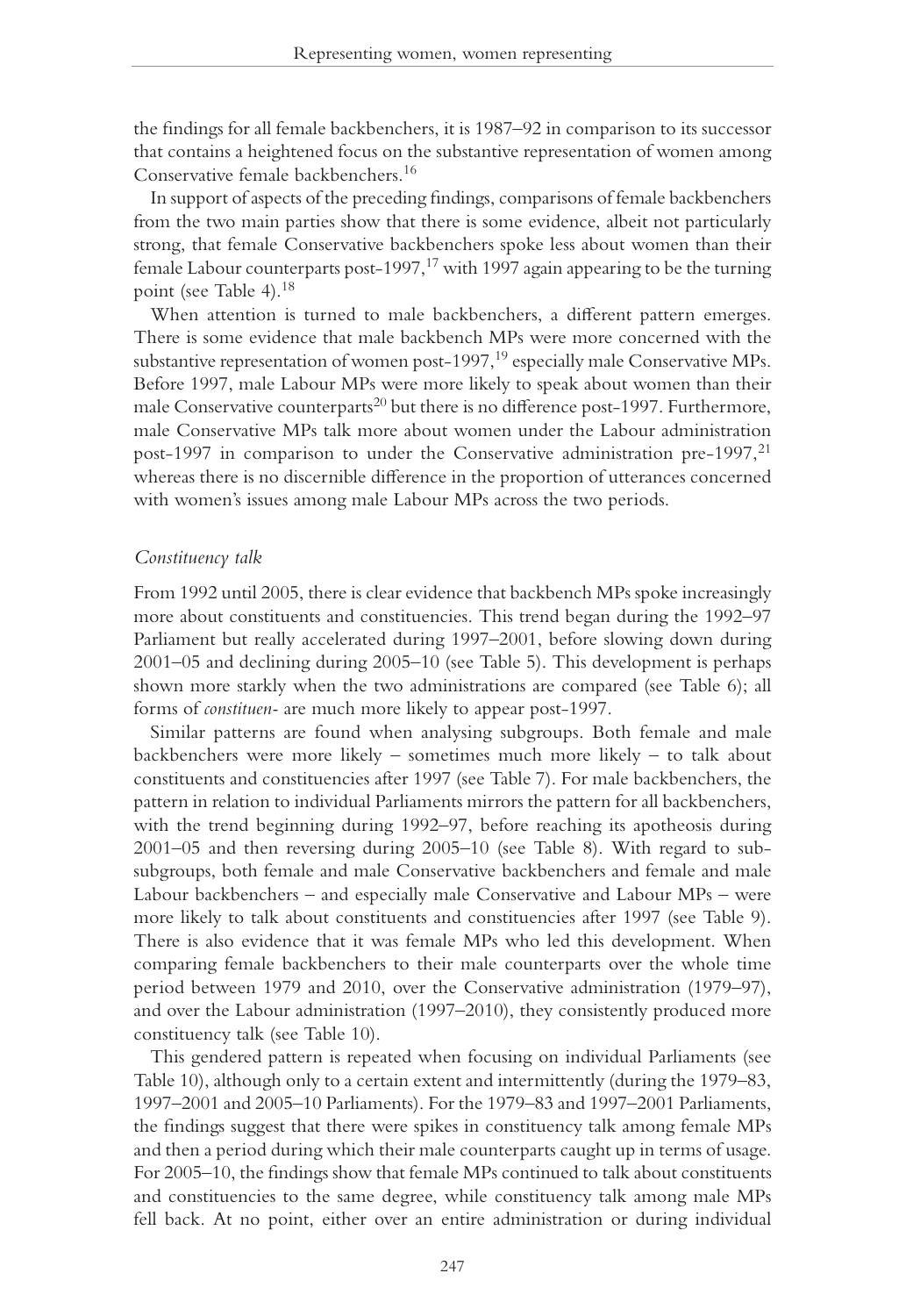the findings for all female backbenchers, it is 1987–92 in comparison to its successor that contains a heightened focus on the substantive representation of women among Conservative female backbenchers.[16]

In support of aspects of the preceding findings, comparisons of female backbenchers from the two main parties show that there is some evidence, albeit not particularly strong, that female Conservative backbenchers spoke less about women than their female Labour counterparts post-1997,[17] with 1997 again appearing to be the turning point (see Table 4).[18]

When attention is turned to male backbenchers, a different pattern emerges. There is some evidence that male backbench MPs were more concerned with the substantive representation of women post-1997,[19] especially male Conservative MPs. Before 1997, male Labour MPs were more likely to speak about women than their male Conservative counterparts[20] but there is no difference post-1997. Furthermore, male Conservative MPs talk more about women under the Labour administration post-1997 in comparison to under the Conservative administration pre-1997,[21] whereas there is no discernible difference in the proportion of utterances concerned with women's issues among male Labour MPs across the two periods.

### *Constituency talk*

From 1992 until 2005, there is clear evidence that backbench MPs spoke increasingly more about constituents and constituencies. This trend began during the 1992–97 Parliament but really accelerated during 1997–2001, before slowing down during 2001–05 and declining during 2005–10 (see Table 5). This development is perhaps shown more starkly when the two administrations are compared (see Table 6); all forms of *constituen-* are much more likely to appear post-1997.

Similar patterns are found when analysing subgroups. Both female and male backbenchers were more likely – sometimes much more likely – to talk about constituents and constituencies after 1997 (see Table 7). For male backbenchers, the pattern in relation to individual Parliaments mirrors the pattern for all backbenchers, with the trend beginning during 1992–97, before reaching its apotheosis during 2001–05 and then reversing during 2005–10 (see Table 8). With regard to sub-subgroups, both female and male Conservative backbenchers and female and male Labour backbenchers – and especially male Conservative and Labour MPs – were more likely to talk about constituents and constituencies after 1997 (see Table 9). There is also evidence that it was female MPs who led this development. When comparing female backbenchers to their male counterparts over the whole time period between 1979 and 2010, over the Conservative administration (1979–97), and over the Labour administration (1997–2010), they consistently produced more constituency talk (see Table 10).

This gendered pattern is repeated when focusing on individual Parliaments (see Table 10), although only to a certain extent and intermittently (during the 1979–83, 1997–2001 and 2005–10 Parliaments). For the 1979–83 and 1997–2001 Parliaments, the findings suggest that there were spikes in constituency talk among female MPs and then a period during which their male counterparts caught up in terms of usage. For 2005–10, the findings show that female MPs continued to talk about constituents and constituencies to the same degree, while constituency talk among male MPs fell back. At no point, either over an entire administration or during individual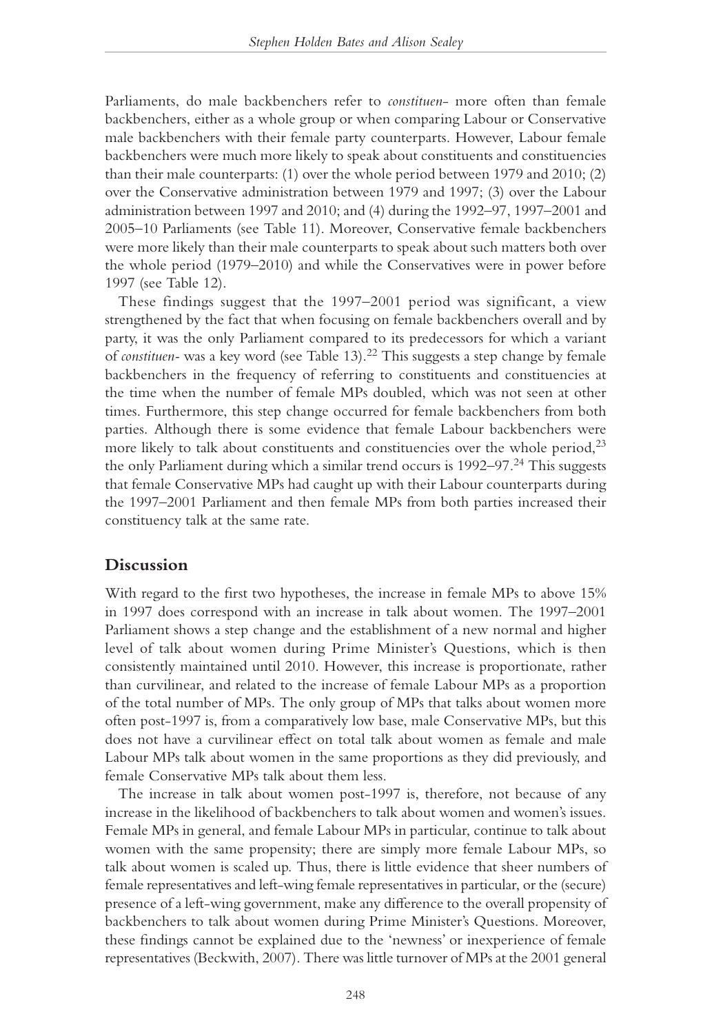Parliaments, do male backbenchers refer to *constituen-* more often than female backbenchers, either as a whole group or when comparing Labour or Conservative male backbenchers with their female party counterparts. However, Labour female backbenchers were much more likely to speak about constituents and constituencies than their male counterparts: (1) over the whole period between 1979 and 2010; (2) over the Conservative administration between 1979 and 1997; (3) over the Labour administration between 1997 and 2010; and (4) during the 1992–97, 1997–2001 and 2005–10 Parliaments (see Table 11). Moreover, Conservative female backbenchers were more likely than their male counterparts to speak about such matters both over the whole period (1979–2010) and while the Conservatives were in power before 1997 (see Table 12).

These findings suggest that the 1997–2001 period was significant, a view strengthened by the fact that when focusing on female backbenchers overall and by party, it was the only Parliament compared to its predecessors for which a variant of *constituen-* was a key word (see Table 13).[22] This suggests a step change by female backbenchers in the frequency of referring to constituents and constituencies at the time when the number of female MPs doubled, which was not seen at other times. Furthermore, this step change occurred for female backbenchers from both parties. Although there is some evidence that female Labour backbenchers were more likely to talk about constituents and constituencies over the whole period,[23] the only Parliament during which a similar trend occurs is 1992–97.[24] This suggests that female Conservative MPs had caught up with their Labour counterparts during the 1997–2001 Parliament and then female MPs from both parties increased their constituency talk at the same rate.

## Discussion

With regard to the first two hypotheses, the increase in female MPs to above 15% in 1997 does correspond with an increase in talk about women. The 1997–2001 Parliament shows a step change and the establishment of a new normal and higher level of talk about women during Prime Minister's Questions, which is then consistently maintained until 2010. However, this increase is proportionate, rather than curvilinear, and related to the increase of female Labour MPs as a proportion of the total number of MPs. The only group of MPs that talks about women more often post-1997 is, from a comparatively low base, male Conservative MPs, but this does not have a curvilinear effect on total talk about women as female and male Labour MPs talk about women in the same proportions as they did previously, and female Conservative MPs talk about them less.

The increase in talk about women post-1997 is, therefore, not because of any increase in the likelihood of backbenchers to talk about women and women's issues. Female MPs in general, and female Labour MPs in particular, continue to talk about women with the same propensity; there are simply more female Labour MPs, so talk about women is scaled up. Thus, there is little evidence that sheer numbers of female representatives and left-wing female representatives in particular, or the (secure) presence of a left-wing government, make any difference to the overall propensity of backbenchers to talk about women during Prime Minister's Questions. Moreover, these findings cannot be explained due to the 'newness' or inexperience of female representatives (Beckwith, 2007). There was little turnover of MPs at the 2001 general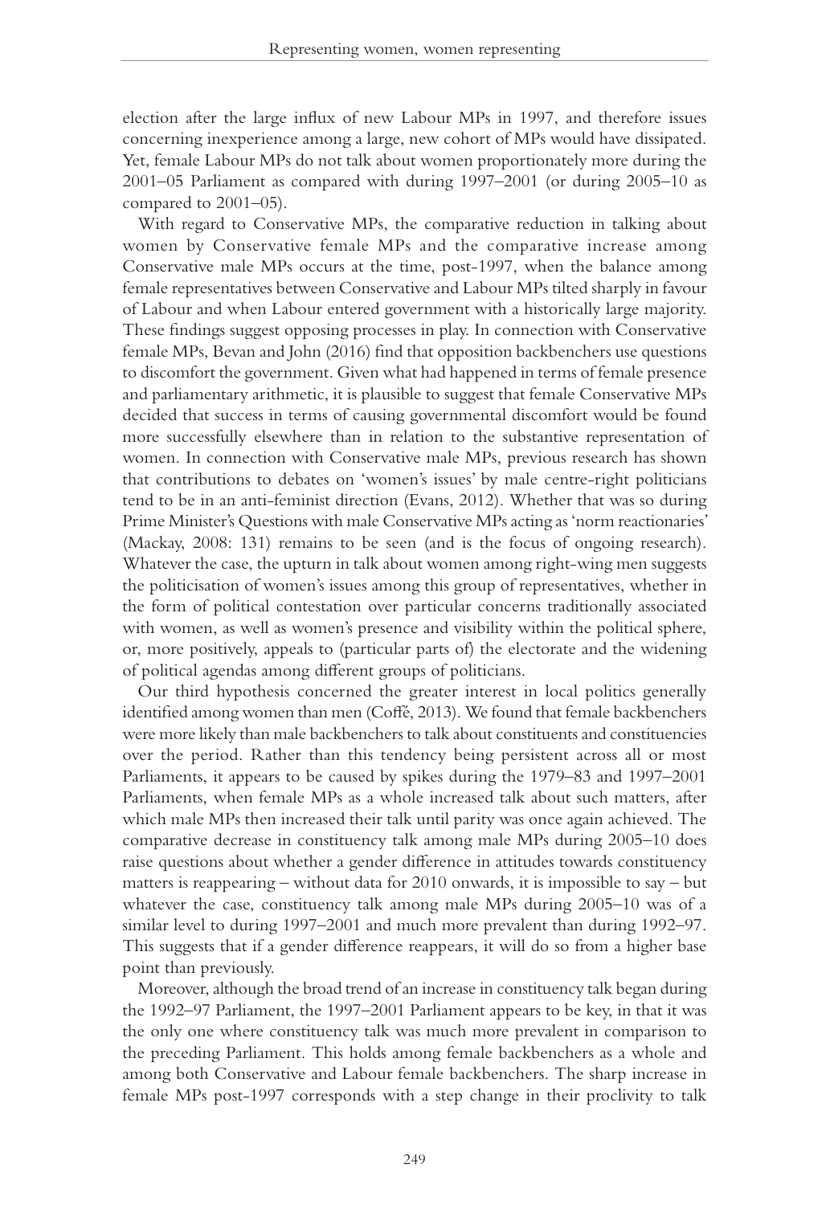election after the large influx of new Labour MPs in 1997, and therefore issues concerning inexperience among a large, new cohort of MPs would have dissipated. Yet, female Labour MPs do not talk about women proportionately more during the 2001–05 Parliament as compared with during 1997–2001 (or during 2005–10 as compared to 2001–05).

With regard to Conservative MPs, the comparative reduction in talking about women by Conservative female MPs and the comparative increase among Conservative male MPs occurs at the time, post-1997, when the balance among female representatives between Conservative and Labour MPs tilted sharply in favour of Labour and when Labour entered government with a historically large majority. These findings suggest opposing processes in play. In connection with Conservative female MPs, Bevan and John (2016) find that opposition backbenchers use questions to discomfort the government. Given what had happened in terms of female presence and parliamentary arithmetic, it is plausible to suggest that female Conservative MPs decided that success in terms of causing governmental discomfort would be found more successfully elsewhere than in relation to the substantive representation of women. In connection with Conservative male MPs, previous research has shown that contributions to debates on 'women's issues' by male centre-right politicians tend to be in an anti-feminist direction (Evans, 2012). Whether that was so during Prime Minister's Questions with male Conservative MPs acting as 'norm reactionaries' (Mackay, 2008: 131) remains to be seen (and is the focus of ongoing research). Whatever the case, the upturn in talk about women among right-wing men suggests the politicisation of women's issues among this group of representatives, whether in the form of political contestation over particular concerns traditionally associated with women, as well as women's presence and visibility within the political sphere, or, more positively, appeals to (particular parts of) the electorate and the widening of political agendas among different groups of politicians.

Our third hypothesis concerned the greater interest in local politics generally identified among women than men (Coffé, 2013). We found that female backbenchers were more likely than male backbenchers to talk about constituents and constituencies over the period. Rather than this tendency being persistent across all or most Parliaments, it appears to be caused by spikes during the 1979–83 and 1997–2001 Parliaments, when female MPs as a whole increased talk about such matters, after which male MPs then increased their talk until parity was once again achieved. The comparative decrease in constituency talk among male MPs during 2005–10 does raise questions about whether a gender difference in attitudes towards constituency matters is reappearing – without data for 2010 onwards, it is impossible to say – but whatever the case, constituency talk among male MPs during 2005–10 was of a similar level to during 1997–2001 and much more prevalent than during 1992–97. This suggests that if a gender difference reappears, it will do so from a higher base point than previously.

Moreover, although the broad trend of an increase in constituency talk began during the 1992–97 Parliament, the 1997–2001 Parliament appears to be key, in that it was the only one where constituency talk was much more prevalent in comparison to the preceding Parliament. This holds among female backbenchers as a whole and among both Conservative and Labour female backbenchers. The sharp increase in female MPs post-1997 corresponds with a step change in their proclivity to talk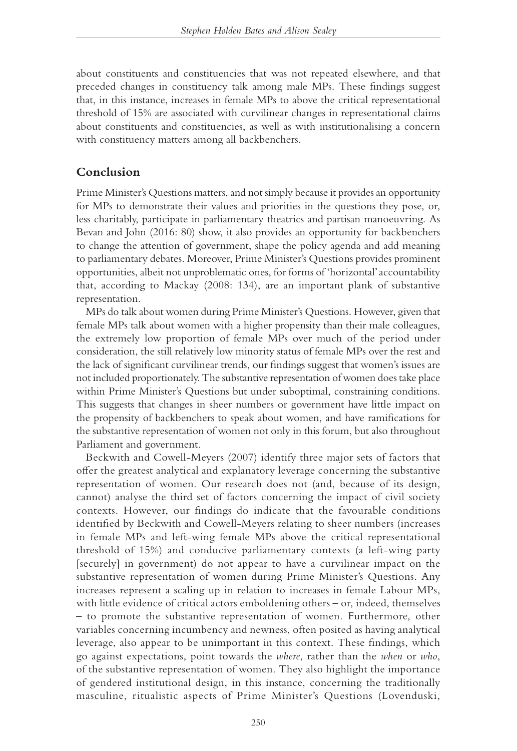about constituents and constituencies that was not repeated elsewhere, and that preceded changes in constituency talk among male MPs. These findings suggest that, in this instance, increases in female MPs to above the critical representational threshold of 15% are associated with curvilinear changes in representational claims about constituents and constituencies, as well as with institutionalising a concern with constituency matters among all backbenchers.

## Conclusion

Prime Minister's Questions matters, and not simply because it provides an opportunity for MPs to demonstrate their values and priorities in the questions they pose, or, less charitably, participate in parliamentary theatrics and partisan manoeuvring. As Bevan and John (2016: 80) show, it also provides an opportunity for backbenchers to change the attention of government, shape the policy agenda and add meaning to parliamentary debates. Moreover, Prime Minister's Questions provides prominent opportunities, albeit not unproblematic ones, for forms of 'horizontal' accountability that, according to Mackay (2008: 134), are an important plank of substantive representation.

MPs do talk about women during Prime Minister's Questions. However, given that female MPs talk about women with a higher propensity than their male colleagues, the extremely low proportion of female MPs over much of the period under consideration, the still relatively low minority status of female MPs over the rest and the lack of significant curvilinear trends, our findings suggest that women's issues are not included proportionately. The substantive representation of women does take place within Prime Minister's Questions but under suboptimal, constraining conditions. This suggests that changes in sheer numbers or government have little impact on the propensity of backbenchers to speak about women, and have ramifications for the substantive representation of women not only in this forum, but also throughout Parliament and government.

Beckwith and Cowell-Meyers (2007) identify three major sets of factors that offer the greatest analytical and explanatory leverage concerning the substantive representation of women. Our research does not (and, because of its design, cannot) analyse the third set of factors concerning the impact of civil society contexts. However, our findings do indicate that the favourable conditions identified by Beckwith and Cowell-Meyers relating to sheer numbers (increases in female MPs and left-wing female MPs above the critical representational threshold of 15%) and conducive parliamentary contexts (a left-wing party [securely] in government) do not appear to have a curvilinear impact on the substantive representation of women during Prime Minister's Questions. Any increases represent a scaling up in relation to increases in female Labour MPs, with little evidence of critical actors emboldening others – or, indeed, themselves – to promote the substantive representation of women. Furthermore, other variables concerning incumbency and newness, often posited as having analytical leverage, also appear to be unimportant in this context. These findings, which go against expectations, point towards the *where*, rather than the *when* or *who*, of the substantive representation of women. They also highlight the importance of gendered institutional design, in this instance, concerning the traditionally masculine, ritualistic aspects of Prime Minister's Questions (Lovenduski,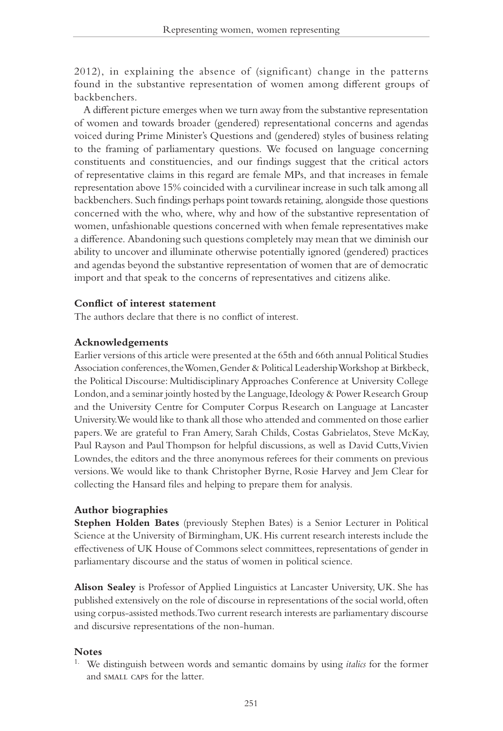2012), in explaining the absence of (significant) change in the patterns found in the substantive representation of women among different groups of backbenchers.

A different picture emerges when we turn away from the substantive representation of women and towards broader (gendered) representational concerns and agendas voiced during Prime Minister's Questions and (gendered) styles of business relating to the framing of parliamentary questions. We focused on language concerning constituents and constituencies, and our findings suggest that the critical actors of representative claims in this regard are female MPs, and that increases in female representation above 15% coincided with a curvilinear increase in such talk among all backbenchers. Such findings perhaps point towards retaining, alongside those questions concerned with the who, where, why and how of the substantive representation of women, unfashionable questions concerned with when female representatives make a difference. Abandoning such questions completely may mean that we diminish our ability to uncover and illuminate otherwise potentially ignored (gendered) practices and agendas beyond the substantive representation of women that are of democratic import and that speak to the concerns of representatives and citizens alike.

## Conflict of interest statement

The authors declare that there is no conflict of interest.

## Acknowledgements

Earlier versions of this article were presented at the 65th and 66th annual Political Studies Association conferences, the Women, Gender & Political Leadership Workshop at Birkbeck, the Political Discourse: Multidisciplinary Approaches Conference at University College London, and a seminar jointly hosted by the Language, Ideology & Power Research Group and the University Centre for Computer Corpus Research on Language at Lancaster University. We would like to thank all those who attended and commented on those earlier papers. We are grateful to Fran Amery, Sarah Childs, Costas Gabrielatos, Steve McKay, Paul Rayson and Paul Thompson for helpful discussions, as well as David Cutts, Vivien Lowndes, the editors and the three anonymous referees for their comments on previous versions. We would like to thank Christopher Byrne, Rosie Harvey and Jem Clear for collecting the Hansard files and helping to prepare them for analysis.

## Author biographies

**Stephen Holden Bates** (previously Stephen Bates) is a Senior Lecturer in Political Science at the University of Birmingham, UK. His current research interests include the effectiveness of UK House of Commons select committees, representations of gender in parliamentary discourse and the status of women in political science.

**Alison Sealey** is Professor of Applied Linguistics at Lancaster University, UK. She has published extensively on the role of discourse in representations of the social world, often using corpus-assisted methods. Two current research interests are parliamentary discourse and discursive representations of the non-human.

## Notes

1. We distinguish between words and semantic domains by using *italics* for the former and SMALL CAPS for the latter.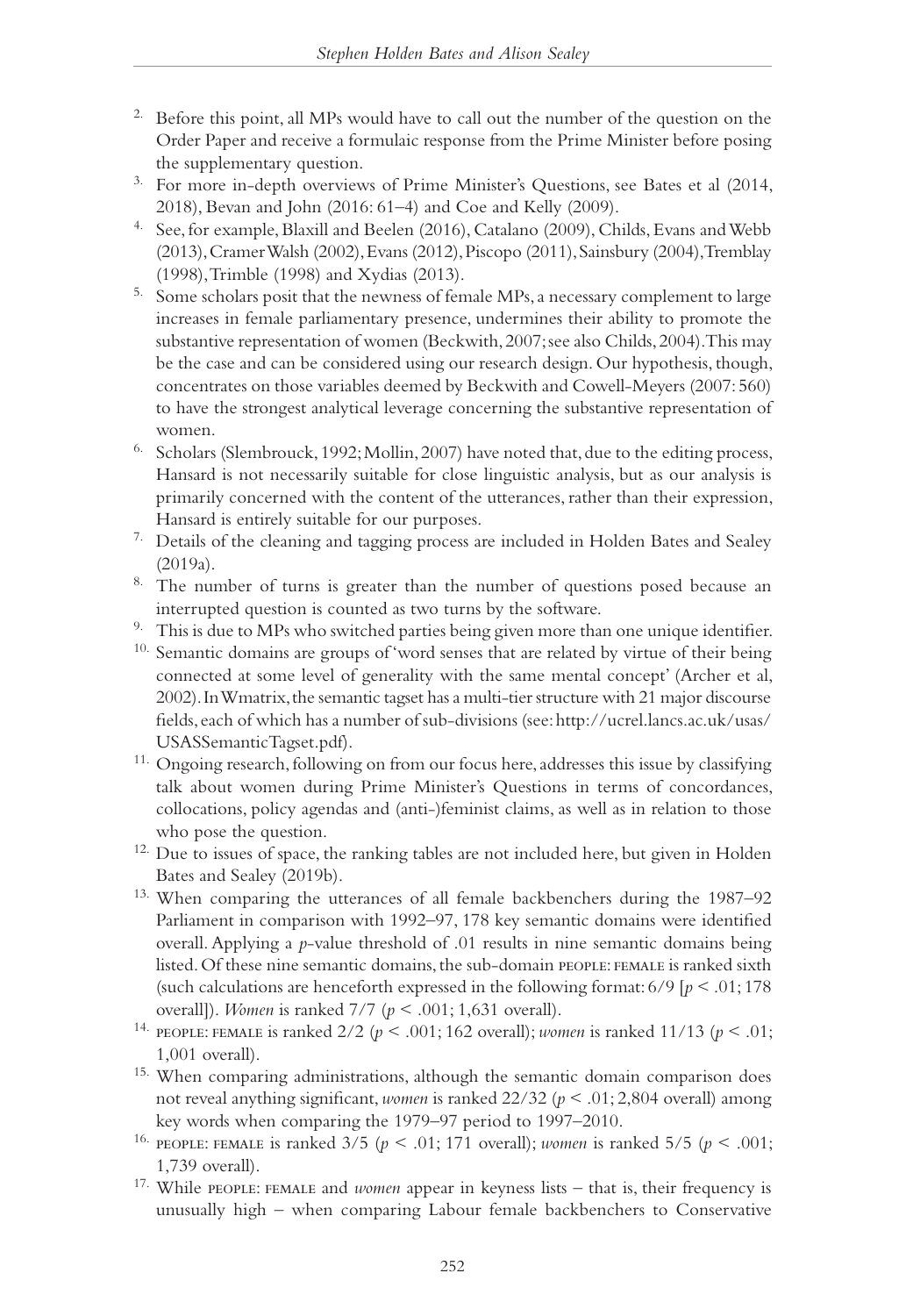2. Before this point, all MPs would have to call out the number of the question on the Order Paper and receive a formulaic response from the Prime Minister before posing the supplementary question.

3. For more in-depth overviews of Prime Minister's Questions, see Bates et al (2014, 2018), Bevan and John (2016: 61–4) and Coe and Kelly (2009).

4. See, for example, Blaxill and Beelen (2016), Catalano (2009), Childs, Evans and Webb (2013), Cramer Walsh (2002), Evans (2012), Piscopo (2011), Sainsbury (2004), Tremblay (1998), Trimble (1998) and Xydias (2013).

5. Some scholars posit that the newness of female MPs, a necessary complement to large increases in female parliamentary presence, undermines their ability to promote the substantive representation of women (Beckwith, 2007; see also Childs, 2004). This may be the case and can be considered using our research design. Our hypothesis, though, concentrates on those variables deemed by Beckwith and Cowell-Meyers (2007: 560) to have the strongest analytical leverage concerning the substantive representation of women.

6. Scholars (Slembrouck, 1992; Mollin, 2007) have noted that, due to the editing process, Hansard is not necessarily suitable for close linguistic analysis, but as our analysis is primarily concerned with the content of the utterances, rather than their expression, Hansard is entirely suitable for our purposes.

7. Details of the cleaning and tagging process are included in Holden Bates and Sealey (2019a).

8. The number of turns is greater than the number of questions posed because an interrupted question is counted as two turns by the software.

9. This is due to MPs who switched parties being given more than one unique identifier.

10. Semantic domains are groups of 'word senses that are related by virtue of their being connected at some level of generality with the same mental concept' (Archer et al, 2002). In Wmatrix, the semantic tagset has a multi-tier structure with 21 major discourse fields, each of which has a number of sub-divisions (see: http://ucrel.lancs.ac.uk/usas/USASSemanticTagset.pdf).

11. Ongoing research, following on from our focus here, addresses this issue by classifying talk about women during Prime Minister's Questions in terms of concordances, collocations, policy agendas and (anti-)feminist claims, as well as in relation to those who pose the question.

12. Due to issues of space, the ranking tables are not included here, but given in Holden Bates and Sealey (2019b).

13. When comparing the utterances of all female backbenchers during the 1987–92 Parliament in comparison with 1992–97, 178 key semantic domains were identified overall. Applying a *p*-value threshold of .01 results in nine semantic domains being listed. Of these nine semantic domains, the sub-domain PEOPLE: FEMALE is ranked sixth (such calculations are henceforth expressed in the following format: 6/9 [$p < .01$; 178 overall]). *Women* is ranked 7/7 ($p < .001$; 1,631 overall).

14. PEOPLE: FEMALE is ranked 2/2 ($p < .001$; 162 overall); *women* is ranked 11/13 ($p < .01$; 1,001 overall).

15. When comparing administrations, although the semantic domain comparison does not reveal anything significant, *women* is ranked 22/32 ($p < .01$; 2,804 overall) among key words when comparing the 1979–97 period to 1997–2010.

16. PEOPLE: FEMALE is ranked 3/5 ($p < .01$; 171 overall); *women* is ranked 5/5 ($p < .001$; 1,739 overall).

17. While PEOPLE: FEMALE and *women* appear in keyness lists – that is, their frequency is unusually high – when comparing Labour female backbenchers to Conservative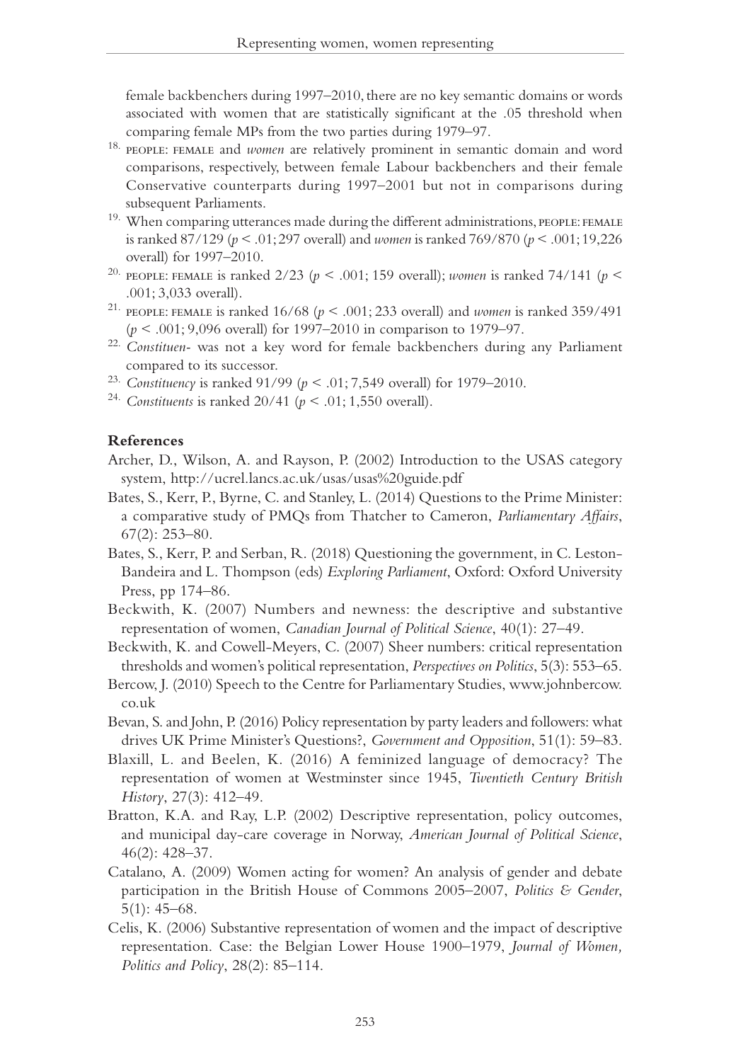female backbenchers during 1997–2010, there are no key semantic domains or words associated with women that are statistically significant at the .05 threshold when comparing female MPs from the two parties during 1979–97.

18. PEOPLE: FEMALE and *women* are relatively prominent in semantic domain and word comparisons, respectively, between female Labour backbenchers and their female Conservative counterparts during 1997–2001 but not in comparisons during subsequent Parliaments.

19. When comparing utterances made during the different administrations, PEOPLE: FEMALE is ranked 87/129 ($p < .01$; 297 overall) and *women* is ranked 769/870 ($p < .001$; 19,226 overall) for 1997–2010.

20. PEOPLE: FEMALE is ranked 2/23 ($p < .001$; 159 overall); *women* is ranked 74/141 ($p < .001$; 3,033 overall).

21. PEOPLE: FEMALE is ranked 16/68 ($p < .001$; 233 overall) and *women* is ranked 359/491 ($p < .001$; 9,096 overall) for 1997–2010 in comparison to 1979–97.

22. *Constituen-* was not a key word for female backbenchers during any Parliament compared to its successor.

23. *Constituency* is ranked 91/99 ($p < .01$; 7,549 overall) for 1979–2010.

24. *Constituents* is ranked 20/41 ($p < .01$; 1,550 overall).

## References

Archer, D., Wilson, A. and Rayson, P. (2002) Introduction to the USAS category system, http://ucrel.lancs.ac.uk/usas/usas%20guide.pdf

Bates, S., Kerr, P., Byrne, C. and Stanley, L. (2014) Questions to the Prime Minister: a comparative study of PMQs from Thatcher to Cameron, *Parliamentary Affairs*, 67(2): 253–80.

Bates, S., Kerr, P. and Serban, R. (2018) Questioning the government, in C. Leston-Bandeira and L. Thompson (eds) *Exploring Parliament*, Oxford: Oxford University Press, pp 174–86.

Beckwith, K. (2007) Numbers and newness: the descriptive and substantive representation of women, *Canadian Journal of Political Science*, 40(1): 27–49.

Beckwith, K. and Cowell-Meyers, C. (2007) Sheer numbers: critical representation thresholds and women's political representation, *Perspectives on Politics*, 5(3): 553–65.

Bercow, J. (2010) Speech to the Centre for Parliamentary Studies, www.johnbercow.co.uk

Bevan, S. and John, P. (2016) Policy representation by party leaders and followers: what drives UK Prime Minister's Questions?, *Government and Opposition*, 51(1): 59–83.

Blaxill, L. and Beelen, K. (2016) A feminized language of democracy? The representation of women at Westminster since 1945, *Twentieth Century British History*, 27(3): 412–49.

Bratton, K.A. and Ray, L.P. (2002) Descriptive representation, policy outcomes, and municipal day-care coverage in Norway, *American Journal of Political Science*, 46(2): 428–37.

Catalano, A. (2009) Women acting for women? An analysis of gender and debate participation in the British House of Commons 2005–2007, *Politics & Gender*, 5(1): 45–68.

Celis, K. (2006) Substantive representation of women and the impact of descriptive representation. Case: the Belgian Lower House 1900–1979, *Journal of Women, Politics and Policy*, 28(2): 85–114.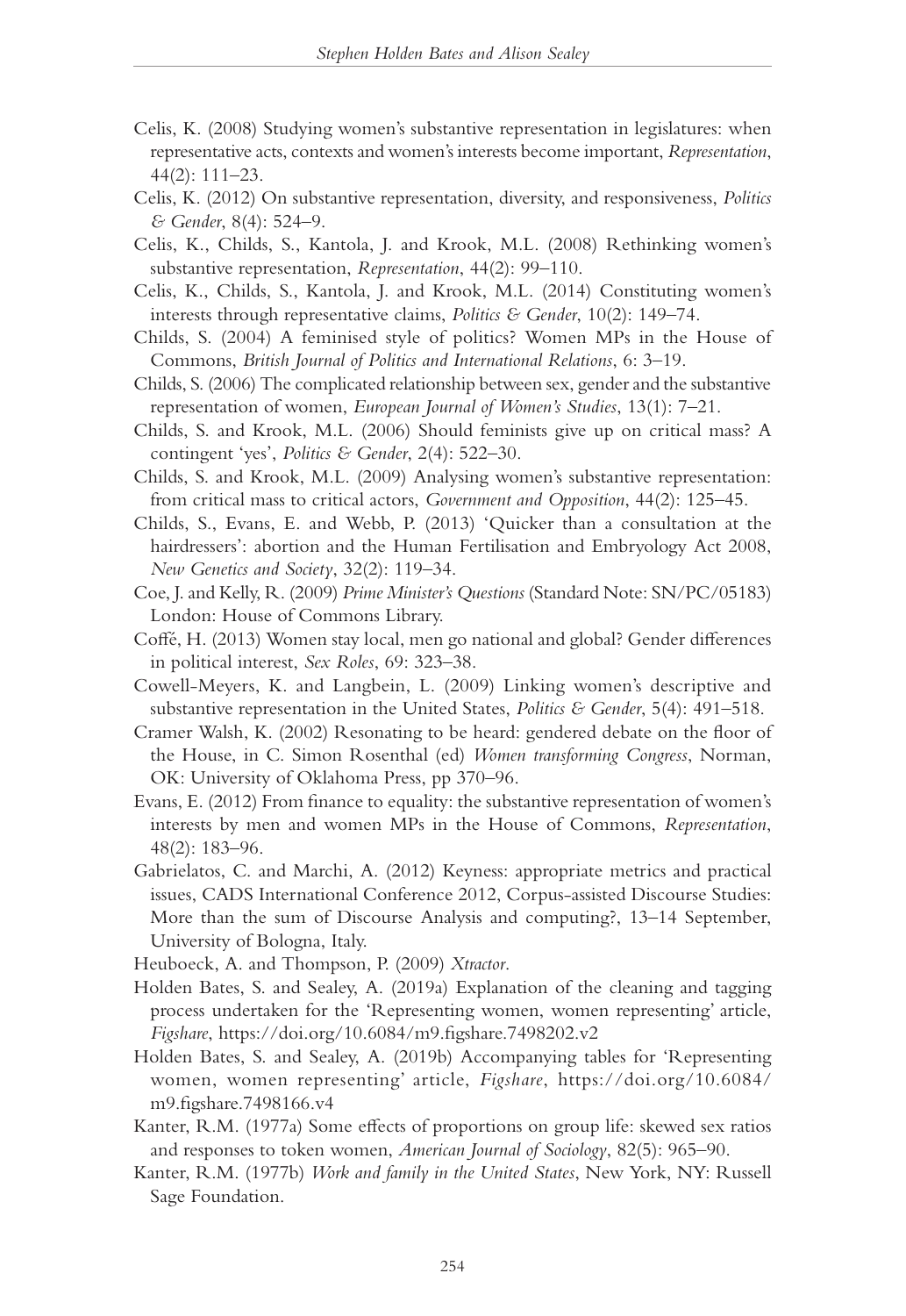Celis, K. (2008) Studying women's substantive representation in legislatures: when representative acts, contexts and women's interests become important, *Representation*, 44(2): 111–23.

Celis, K. (2012) On substantive representation, diversity, and responsiveness, *Politics & Gender*, 8(4): 524–9.

Celis, K., Childs, S., Kantola, J. and Krook, M.L. (2008) Rethinking women's substantive representation, *Representation*, 44(2): 99–110.

Celis, K., Childs, S., Kantola, J. and Krook, M.L. (2014) Constituting women's interests through representative claims, *Politics & Gender*, 10(2): 149–74.

Childs, S. (2004) A feminised style of politics? Women MPs in the House of Commons, *British Journal of Politics and International Relations*, 6: 3–19.

Childs, S. (2006) The complicated relationship between sex, gender and the substantive representation of women, *European Journal of Women's Studies*, 13(1): 7–21.

Childs, S. and Krook, M.L. (2006) Should feminists give up on critical mass? A contingent 'yes', *Politics & Gender*, 2(4): 522–30.

Childs, S. and Krook, M.L. (2009) Analysing women's substantive representation: from critical mass to critical actors, *Government and Opposition*, 44(2): 125–45.

Childs, S., Evans, E. and Webb, P. (2013) 'Quicker than a consultation at the hairdressers': abortion and the Human Fertilisation and Embryology Act 2008, *New Genetics and Society*, 32(2): 119–34.

Coe, J. and Kelly, R. (2009) *Prime Minister's Questions* (Standard Note: SN/PC/05183) London: House of Commons Library.

Coffé, H. (2013) Women stay local, men go national and global? Gender differences in political interest, *Sex Roles*, 69: 323–38.

Cowell-Meyers, K. and Langbein, L. (2009) Linking women's descriptive and substantive representation in the United States, *Politics & Gender*, 5(4): 491–518.

Cramer Walsh, K. (2002) Resonating to be heard: gendered debate on the floor of the House, in C. Simon Rosenthal (ed) *Women transforming Congress*, Norman, OK: University of Oklahoma Press, pp 370–96.

Evans, E. (2012) From finance to equality: the substantive representation of women's interests by men and women MPs in the House of Commons, *Representation*, 48(2): 183–96.

Gabrielatos, C. and Marchi, A. (2012) Keyness: appropriate metrics and practical issues, CADS International Conference 2012, Corpus-assisted Discourse Studies: More than the sum of Discourse Analysis and computing?, 13–14 September, University of Bologna, Italy.

Heuboeck, A. and Thompson, P. (2009) *Xtractor*.

Holden Bates, S. and Sealey, A. (2019a) Explanation of the cleaning and tagging process undertaken for the 'Representing women, women representing' article, *Figshare*, https://doi.org/10.6084/m9.figshare.7498202.v2

Holden Bates, S. and Sealey, A. (2019b) Accompanying tables for 'Representing women, women representing' article, *Figshare*, https://doi.org/10.6084/m9.figshare.7498166.v4

Kanter, R.M. (1977a) Some effects of proportions on group life: skewed sex ratios and responses to token women, *American Journal of Sociology*, 82(5): 965–90.

Kanter, R.M. (1977b) *Work and family in the United States*, New York, NY: Russell Sage Foundation.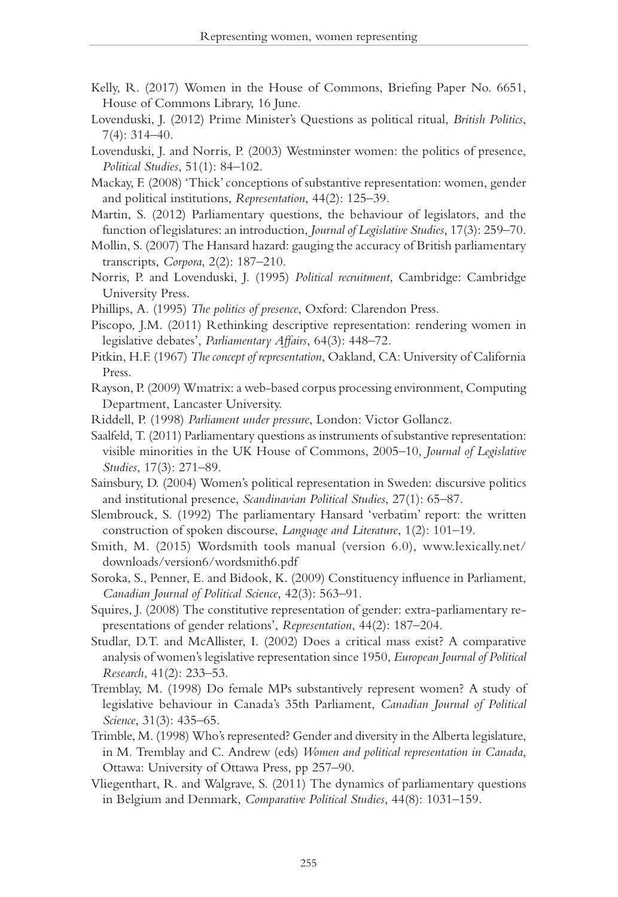Kelly, R. (2017) Women in the House of Commons, Briefing Paper No. 6651, House of Commons Library, 16 June.

Lovenduski, J. (2012) Prime Minister's Questions as political ritual, *British Politics*, 7(4): 314–40.

Lovenduski, J. and Norris, P. (2003) Westminster women: the politics of presence, *Political Studies*, 51(1): 84–102.

Mackay, F. (2008) 'Thick' conceptions of substantive representation: women, gender and political institutions, *Representation*, 44(2): 125–39.

Martin, S. (2012) Parliamentary questions, the behaviour of legislators, and the function of legislatures: an introduction, *Journal of Legislative Studies*, 17(3): 259–70.

Mollin, S. (2007) The Hansard hazard: gauging the accuracy of British parliamentary transcripts, *Corpora*, 2(2): 187–210.

Norris, P. and Lovenduski, J. (1995) *Political recruitment*, Cambridge: Cambridge University Press.

Phillips, A. (1995) *The politics of presence*, Oxford: Clarendon Press.

Piscopo, J.M. (2011) Rethinking descriptive representation: rendering women in legislative debates', *Parliamentary Affairs*, 64(3): 448–72.

Pitkin, H.F. (1967) *The concept of representation*, Oakland, CA: University of California Press.

Rayson, P. (2009) Wmatrix: a web-based corpus processing environment, Computing Department, Lancaster University.

Riddell, P. (1998) *Parliament under pressure*, London: Victor Gollancz.

Saalfeld, T. (2011) Parliamentary questions as instruments of substantive representation: visible minorities in the UK House of Commons, 2005–10, *Journal of Legislative Studies*, 17(3): 271–89.

Sainsbury, D. (2004) Women's political representation in Sweden: discursive politics and institutional presence, *Scandinavian Political Studies*, 27(1): 65–87.

Slembrouck, S. (1992) The parliamentary Hansard 'verbatim' report: the written construction of spoken discourse, *Language and Literature*, 1(2): 101–19.

Smith, M. (2015) Wordsmith tools manual (version 6.0), www.lexically.net/downloads/version6/wordsmith6.pdf

Soroka, S., Penner, E. and Bidook, K. (2009) Constituency influence in Parliament, *Canadian Journal of Political Science*, 42(3): 563–91.

Squires, J. (2008) The constitutive representation of gender: extra-parliamentary re-presentations of gender relations', *Representation*, 44(2): 187–204.

Studlar, D.T. and McAllister, I. (2002) Does a critical mass exist? A comparative analysis of women's legislative representation since 1950, *European Journal of Political Research*, 41(2): 233–53.

Tremblay, M. (1998) Do female MPs substantively represent women? A study of legislative behaviour in Canada's 35th Parliament, *Canadian Journal of Political Science*, 31(3): 435–65.

Trimble, M. (1998) Who's represented? Gender and diversity in the Alberta legislature, in M. Tremblay and C. Andrew (eds) *Women and political representation in Canada*, Ottawa: University of Ottawa Press, pp 257–90.

Vliegenthart, R. and Walgrave, S. (2011) The dynamics of parliamentary questions in Belgium and Denmark, *Comparative Political Studies*, 44(8): 1031–159.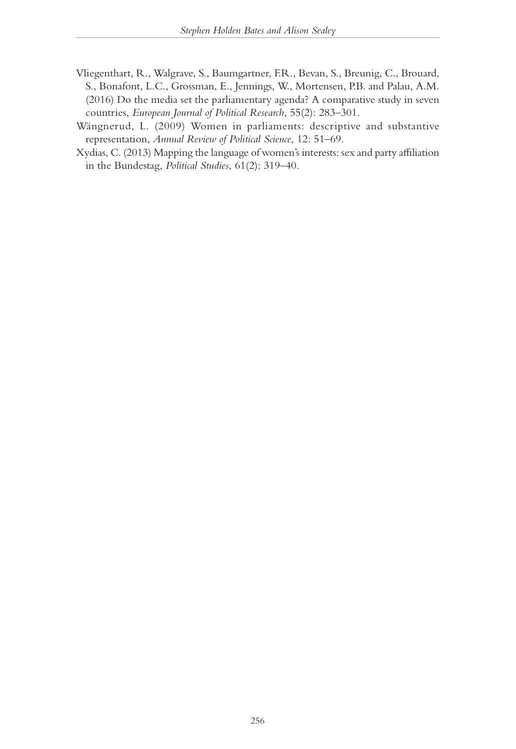Vliegenthart, R., Walgrave, S., Baumgartner, F.R., Bevan, S., Breunig, C., Brouard, S., Bonafont, L.C., Grossman, E., Jennings, W., Mortensen, P.B. and Palau, A.M. (2016) Do the media set the parliamentary agenda? A comparative study in seven countries, *European Journal of Political Research*, 55(2): 283–301.

Wängnerud, L. (2009) Women in parliaments: descriptive and substantive representation, *Annual Review of Political Science*, 12: 51–69.

Xydias, C. (2013) Mapping the language of women's interests: sex and party affiliation in the Bundestag, *Political Studies*, 61(2): 319–40.